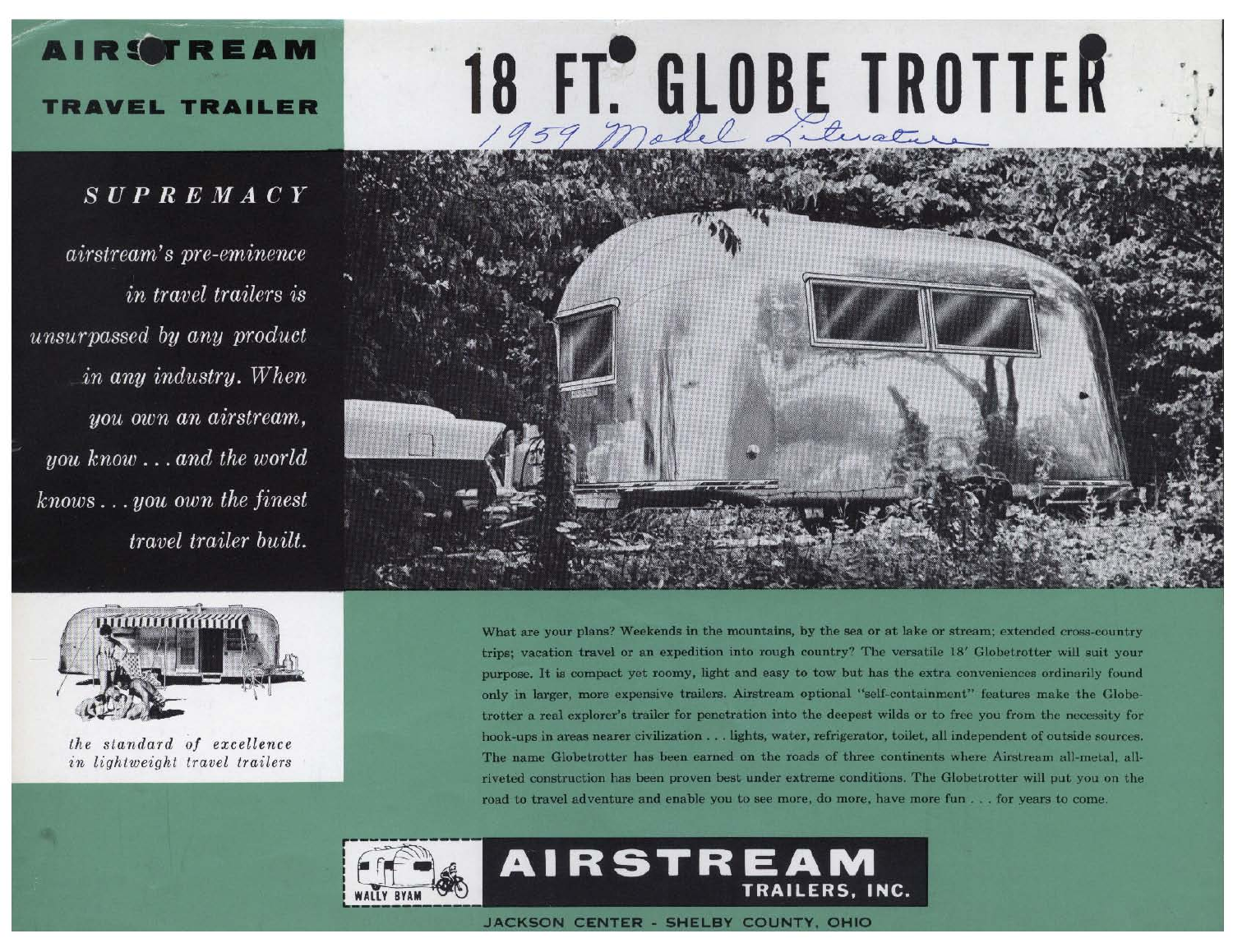**AIRSTREAM**

**TRAVEL TRAILER**

# 18 FT. GLOBE TROTTER

1959 Model Literature

## *SUPREMACY*

*airstream's pre-eminence in travel trailers is unsurpassed by any product in any industry. When you own an airstream, you know . . . and the world knows . . . you own the finest travel trailer built.*

*the standard of excellence in lightweight travel trailers*

What are your plans? Weekends in the mountains, by the sea or at lake or stream; extended cross-country trips; vacation travel or an expedition into rough country? The versatile 18' Globetrotter will suit your purpose. It is compact yet roomy, light and easy to tow but has the extra conveniences ordinarily found only in larger, more expensive trailers. Airstream optional "self-containment" features make the Globetrotter a real explorer's trailer for penetration into the deepest wilds or to free you from the necessity for hook-ups in areas nearer civilization . . . lights, water, refrigerator, toilet, all independent of outside sources. The name Globetrotter has been earned on the roads of three continents where Airstream all-metal, all-riveted construction has been proven best under extreme conditions. The Globetrotter will put you on the road to travel adventure and enable you to see more, do more, have more fun . . . for years to come.

WALLY BYAM

**AIRSTREAM TRAILERS, INC.**

JACKSON CENTER - SHELBY COUNTY, OHIO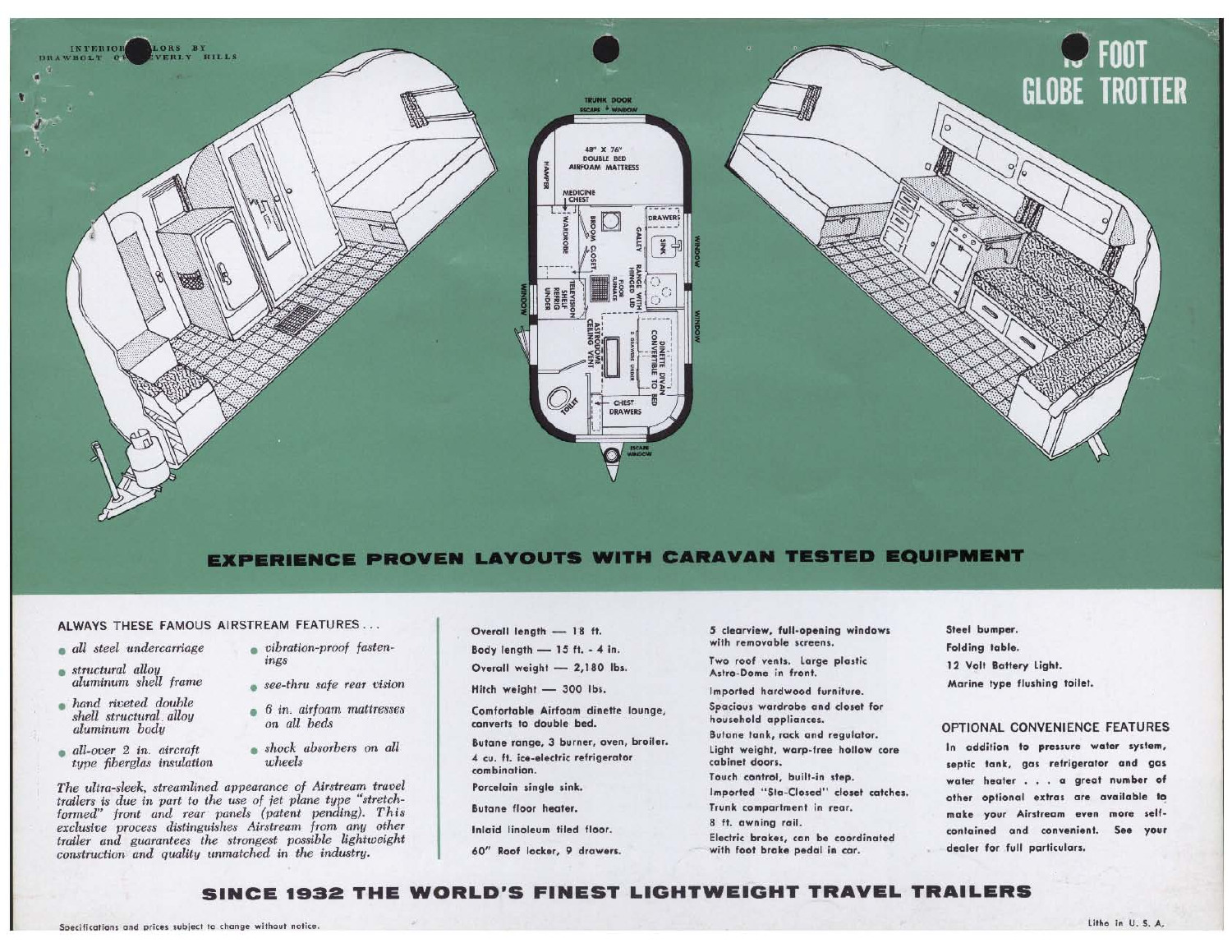INTERIOR COLORS BY
DRAWBOLT OF BEVERLY HILLS

# 15 FOOT GLOBE TROTTER

TRUNK DOOR
ESCAPE WINDOW

49" X 76"
DOUBLE BED
AIRFOAM MATTRESS

HAMPER

MEDICINE CHEST

WARDROBE

BROOM CLOSET

GALLEY

DRAWERS

SINK

RANGE WITH HINGED LID

FLOOR FURNACE

TELEVISION SHELF REFRIG UNDER

WINDOW

WINDOW

WINDOW

ASTRODOME CEILING VENT

DINETTE DIVAN CONVERTIBLE TO BED

2 DRAWERS UNDER

TOILET

CHEST DRAWERS

ESCAPE WINDOW

## EXPERIENCE PROVEN LAYOUTS WITH CARAVAN TESTED EQUIPMENT

ALWAYS THESE FAMOUS AIRSTREAM FEATURES . . .

- *all steel undercarriage*
- *structural alloy aluminum shell frame*
- *hand riveted double shell structural alloy aluminum body*
- *all-over 2 in. aircraft type fiberglas insulation*
- *vibration-proof fastenings*
- *see-thru safe rear vision*
- *6 in. airfoam mattresses on all beds*
- *shock absorbers on all wheels*

*The ultra-sleek, streamlined appearance of Airstream travel trailers is due in part to the use of jet plane type "stretch-formed" front and rear panels (patent pending). This exclusive process distinguishes Airstream from any other trailer and guarantees the strongest possible lightweight construction and quality unmatched in the industry.*

Overall length — 18 ft.

Body length — 15 ft. - 4 in.

Overall weight — 2,180 lbs.

Hitch weight — 300 lbs.

Comfortable Airfoam dinette lounge, converts to double bed.

Butane range, 3 burner, oven, broiler.
4 cu. ft. ice-electric refrigerator combination.

Porcelain single sink.

Butane floor heater.

Inlaid linoleum tiled floor.

60" Roof locker, 9 drawers.

5 clearview, full-opening windows with removable screens.

Two roof vents. Large plastic Astro-Dome in front.

Imported hardwood furniture.

Spacious wardrobe and closet for household appliances.

Butane tank, rack and regulator.

Light weight, warp-free hollow core cabinet doors.

Touch control, built-in step.

Imported "Sta-Closed" closet catches.

Trunk compartment in rear.

8 ft. awning rail.

Electric brakes, can be coordinated with foot brake pedal in car.

Steel bumper.

Folding table.

12 Volt Battery Light.

Marine type flushing toilet.

OPTIONAL CONVENIENCE FEATURES

In addition to pressure water system, septic tank, gas refrigerator and gas water heater . . . a great number of other optional extras are available to make your Airstream even more self-contained and convenient. See your dealer for full particulars.

## SINCE 1932 THE WORLD'S FINEST LIGHTWEIGHT TRAVEL TRAILERS

Specifications and prices subject to change without notice.

Litho in U. S. A.